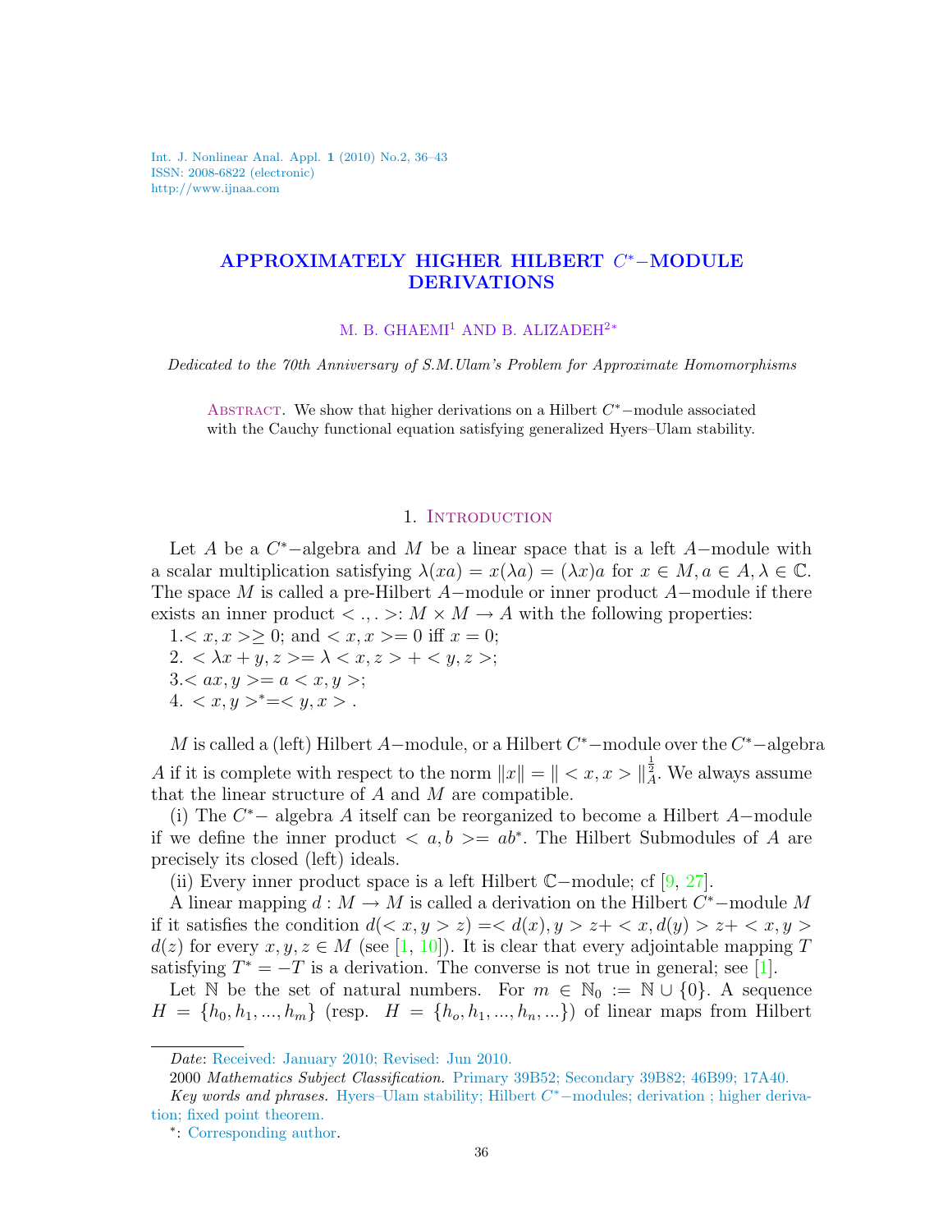# APPROXIMATELY HIGHER HILBERT $C^*$−MODULE DERIVATIONS

M. B. GHAEMI[1] AND B. ALIZADEH[2*]

*Dedicated to the 70th Anniversary of S.M.Ulam's Problem for Approximate Homomorphisms*

Abstract. We show that higher derivations on a Hilbert $C^*$−module associated with the Cauchy functional equation satisfying generalized Hyers–Ulam stability.

## 1. Introduction

Let $A$ be a $C^*$−algebra and $M$ be a linear space that is a left $A$−module with a scalar multiplication satisfying $\lambda(xa) = x(\lambda a) = (\lambda x)a$ for $x \in M, a \in A, \lambda \in \mathbb{C}$. The space $M$ is called a pre-Hilbert $A$−module or inner product $A$−module if there exists an inner product $< .,. >: M \times M \to A$ with the following properties:

1.$< x, x > \geq 0$; and $< x, x >= 0$ iff $x = 0$;

2. $< \lambda x + y, z >= \lambda < x, z > + < y, z >$;

3.$< ax, y >= a < x, y >$;

4. $< x, y >^* =< y, x >$ .

$M$ is called a (left) Hilbert $A$−module, or a Hilbert $C^*$−module over the $C^*$−algebra $A$ if it is complete with respect to the norm $\|x\| = \| < x, x > \|_A^{\frac{1}{2}}$. We always assume that the linear structure of $A$ and $M$ are compatible.

(i) The $C^*$− algebra $A$ itself can be reorganized to become a Hilbert $A$−module if we define the inner product $< a, b >= ab^*$. The Hilbert Submodules of $A$ are precisely its closed (left) ideals.

(ii) Every inner product space is a left Hilbert $\mathbb{C}$−module; cf [9, 27].

A linear mapping $d : M \to M$ is called a derivation on the Hilbert $C^*$−module $M$ if it satisfies the condition $d(< x, y > z) =< d(x), y > z+ < x, d(y) > z+ < x, y > d(z)$ for every $x, y, z \in M$ (see [1, 10]). It is clear that every adjointable mapping $T$ satisfying $T^* = -T$ is a derivation. The converse is not true in general; see [1].

Let $\mathbb{N}$ be the set of natural numbers. For $m \in \mathbb{N}_0 := \mathbb{N} \cup \{0\}$. A sequence $H = \{h_0, h_1, ..., h_m\}$ (resp. $H = \{h_o, h_1, ..., h_n, ...\}$) of linear maps from Hilbert

---

*Date*: Received: January 2010; Revised: Jun 2010.

2000 *Mathematics Subject Classification.* Primary 39B52; Secondary 39B82; 46B99; 17A40.

*Key words and phrases.* Hyers–Ulam stability; Hilbert $C^*$−modules; derivation ; higher derivation; fixed point theorem.

*: Corresponding author.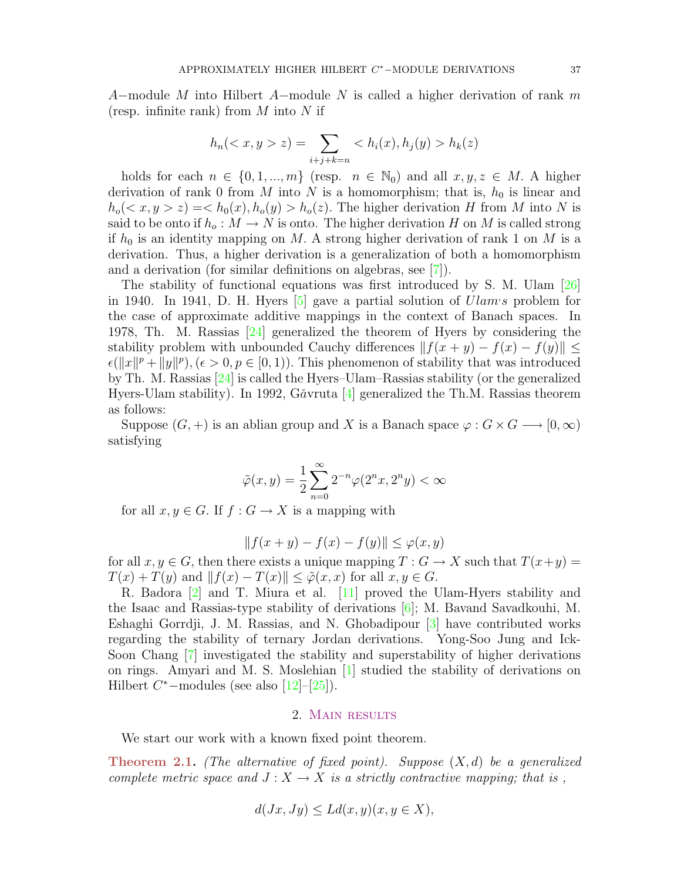$A-$module $M$ into Hilbert $A-$module $N$ is called a higher derivation of rank $m$ (resp. infinite rank) from $M$ into $N$ if

$$h_n(< x, y > z) = \sum_{i+j+k=n} < h_i(x), h_j(y) > h_k(z)$$

holds for each $n \in \{0, 1, ..., m\}$ (resp. $n \in \mathbb{N}_0$) and all $x, y, z \in M$. A higher derivation of rank 0 from $M$ into $N$ is a homomorphism; that is, $h_0$ is linear and $h_o(< x, y > z) =< h_0(x), h_o(y) > h_o(z)$. The higher derivation $H$ from $M$ into $N$ is said to be onto if $h_o : M \to N$ is onto. The higher derivation $H$ on $M$ is called strong if $h_0$ is an identity mapping on $M$. A strong higher derivation of rank 1 on $M$ is a derivation. Thus, a higher derivation is a generalization of both a homomorphism and a derivation (for similar definitions on algebras, see [7]).

The stability of functional equations was first introduced by S. M. Ulam [26] in 1940. In 1941, D. H. Hyers [5] gave a partial solution of *Ulam's* problem for the case of approximate additive mappings in the context of Banach spaces. In 1978, Th. M. Rassias [24] generalized the theorem of Hyers by considering the stability problem with unbounded Cauchy differences $\|f(x + y) - f(x) - f(y)\| \leq \epsilon(\|x\|^p + \|y\|^p), (\epsilon > 0, p \in [0, 1))$. This phenomenon of stability that was introduced by Th. M. Rassias [24] is called the Hyers–Ulam–Rassias stability (or the generalized Hyers-Ulam stability). In 1992, Găvruta [4] generalized the Th.M. Rassias theorem as follows:

Suppose $(G, +)$ is an ablian group and $X$ is a Banach space $\varphi : G \times G \longrightarrow [0, \infty)$ satisfying

$$\tilde{\varphi}(x, y) = \frac{1}{2} \sum_{n=0}^{\infty} 2^{-n} \varphi(2^n x, 2^n y) < \infty$$

for all $x, y \in G$. If $f : G \to X$ is a mapping with

$$\|f(x + y) - f(x) - f(y)\| \leq \varphi(x, y)$$

for all $x, y \in G$, then there exists a unique mapping $T : G \to X$ such that $T(x+y) = T(x) + T(y)$ and $\|f(x) - T(x)\| \leq \tilde{\varphi}(x, x)$ for all $x, y \in G$.

R. Badora [2] and T. Miura et al. [11] proved the Ulam-Hyers stability and the Isaac and Rassias-type stability of derivations [6]; M. Bavand Savadkouhi, M. Eshaghi Gorrdji, J. M. Rassias, and N. Ghobadipour [3] have contributed works regarding the stability of ternary Jordan derivations. Yong-Soo Jung and Ick-Soon Chang [7] investigated the stability and superstability of higher derivations on rings. Amyari and M. S. Moslehian [1] studied the stability of derivations on Hilbert $C^*-$modules (see also [12]–[25]).

## 2. Main results

We start our work with a known fixed point theorem.

**Theorem 2.1.** *(The alternative of fixed point). Suppose $(X, d)$ be a generalized complete metric space and $J : X \to X$ is a strictly contractive mapping; that is ,*

$$d(Jx, Jy) \leq Ld(x, y)(x, y \in X),$$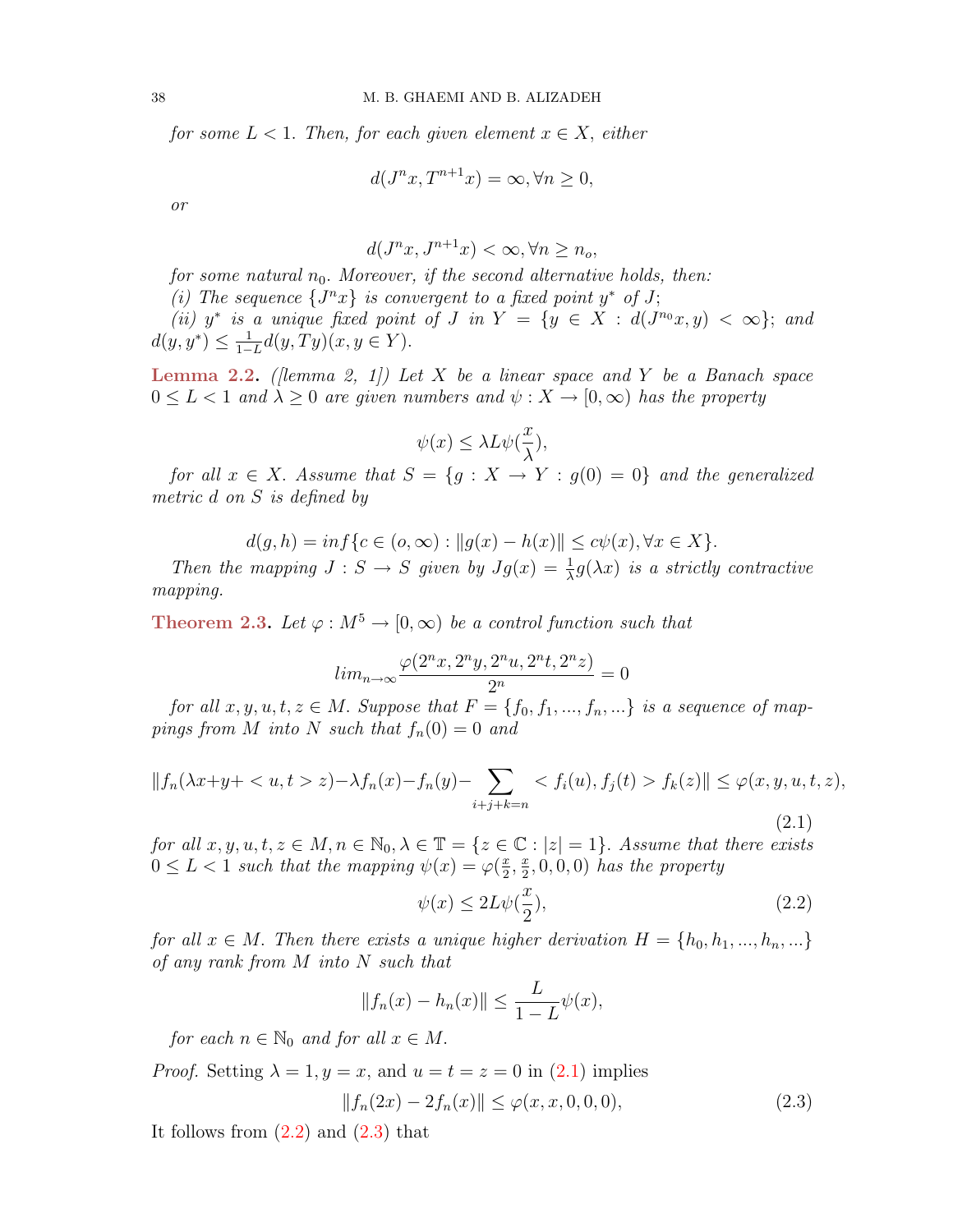*for some $L < 1$. Then, for each given element $x \in X$, either*

$$d(J^n x, T^{n+1} x) = \infty, \forall n \geq 0,$$

*or*

$$d(J^n x, J^{n+1} x) < \infty, \forall n \geq n_o,$$

*for some natural $n_0$. Moreover, if the second alternative holds, then:*

*(i) The sequence $\{J^n x\}$ is convergent to a fixed point $y^*$ of $J$;*

*(ii) $y^*$ is a unique fixed point of $J$ in $Y = \{y \in X : d(J^{n_0} x, y) < \infty\}$; and $d(y, y^*) \leq \frac{1}{1-L} d(y, Ty)(x, y \in Y)$.*

**Lemma 2.2.** *([lemma 2, 1]) Let $X$ be a linear space and $Y$ be a Banach space $0 \leq L < 1$ and $\lambda \geq 0$ are given numbers and $\psi : X \to [0, \infty)$ has the property*

$$\psi(x) \leq \lambda L \psi(\frac{x}{\lambda}),$$

*for all $x \in X$. Assume that $S = \{g : X \to Y : g(0) = 0\}$ and the generalized metric $d$ on $S$ is defined by*

$$d(g, h) = inf\{c \in (o, \infty) : \|g(x) - h(x)\| \leq c\psi(x), \forall x \in X\}.$$

*Then the mapping $J : S \to S$ given by $Jg(x) = \frac{1}{\lambda} g(\lambda x)$ is a strictly contractive mapping.*

**Theorem 2.3.** *Let $\varphi : M^5 \to [0, \infty)$ be a control function such that*

$$lim_{n\to\infty} \frac{\varphi(2^n x, 2^n y, 2^n u, 2^n t, 2^n z)}{2^n} = 0$$

*for all $x, y, u, t, z \in M$. Suppose that $F = \{f_0, f_1, ..., f_n, ...\}$ is a sequence of mappings from $M$ into $N$ such that $f_n(0) = 0$ and*

$$\|f_n(\lambda x + y + <u, t> z) - \lambda f_n(x) - f_n(y) - \sum_{i+j+k=n} <f_i(u), f_j(t)> f_k(z)\| \leq \varphi(x, y, u, t, z), \tag{2.1}$$

*for all $x, y, u, t, z \in M, n \in \mathbb{N}_0, \lambda \in \mathbb{T} = \{z \in \mathbb{C} : |z| = 1\}$. Assume that there exists $0 \leq L < 1$ such that the mapping $\psi(x) = \varphi(\frac{x}{2}, \frac{x}{2}, 0, 0, 0)$ has the property*

$$\psi(x) \leq 2L\psi(\frac{x}{2}), \tag{2.2}$$

*for all $x \in M$. Then there exists a unique higher derivation $H = \{h_0, h_1, ..., h_n, ...\}$ of any rank from $M$ into $N$ such that*

$$\|f_n(x) - h_n(x)\| \leq \frac{L}{1-L}\psi(x),$$

*for each $n \in \mathbb{N}_0$ and for all $x \in M$.*

*Proof.* Setting $\lambda = 1, y = x$, and $u = t = z = 0$ in (2.1) implies

$$\|f_n(2x) - 2f_n(x)\| \leq \varphi(x, x, 0, 0, 0), \tag{2.3}$$

It follows from (2.2) and (2.3) that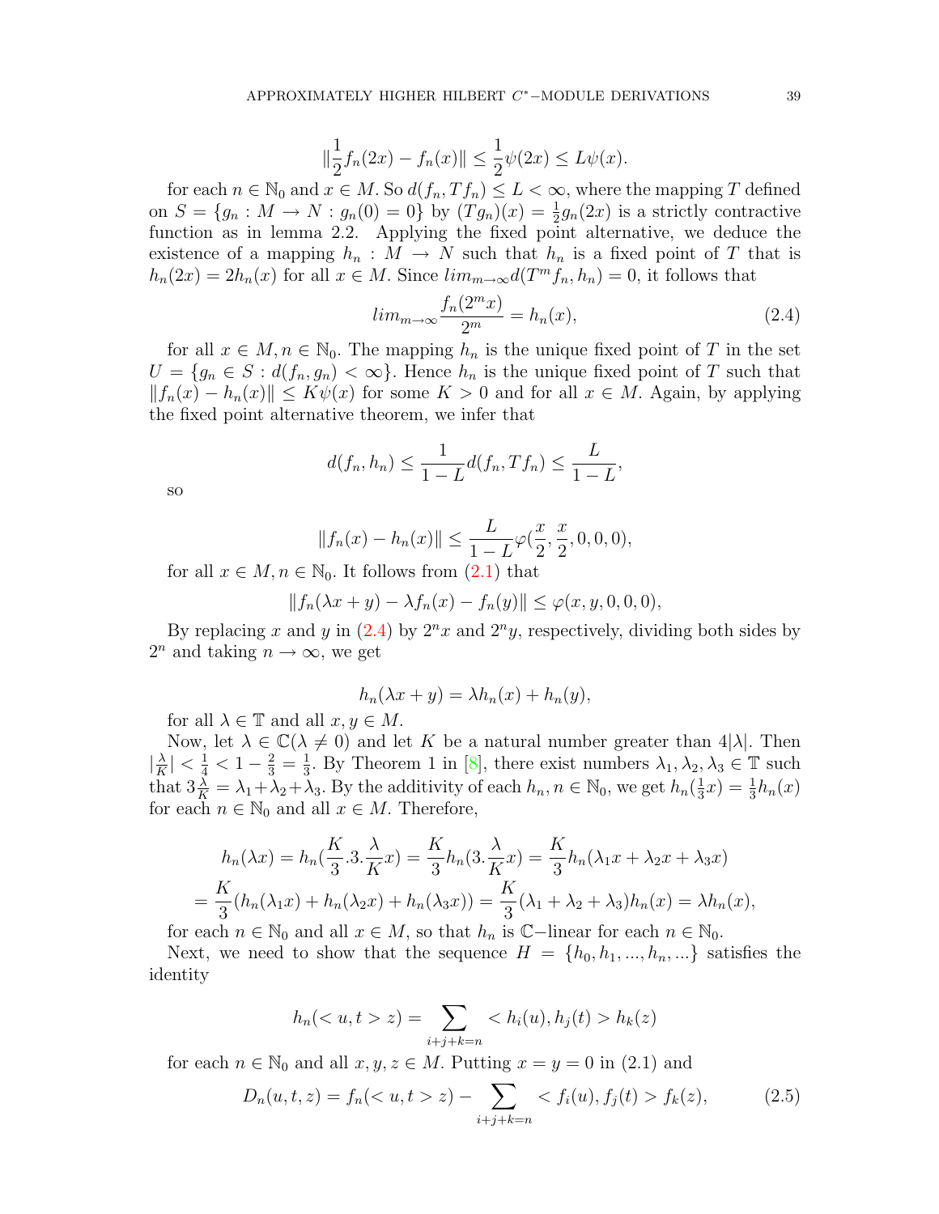$$\|\frac{1}{2}f_n(2x) - f_n(x)\| \leq \frac{1}{2}\psi(2x) \leq L\psi(x).$$

for each $n \in \mathbb{N}_0$ and $x \in M$. So $d(f_n, Tf_n) \leq L < \infty$, where the mapping $T$ defined on $S = \{g_n : M \to N : g_n(0) = 0\}$ by $(Tg_n)(x) = \frac{1}{2}g_n(2x)$ is a strictly contractive function as in lemma 2.2. Applying the fixed point alternative, we deduce the existence of a mapping $h_n : M \to N$ such that $h_n$ is a fixed point of $T$ that is $h_n(2x) = 2h_n(x)$ for all $x \in M$. Since $lim_{m\to\infty} d(T^m f_n, h_n) = 0$, it follows that

$$lim_{m\to\infty} \frac{f_n(2^m x)}{2^m} = h_n(x), \tag{2.4}$$

for all $x \in M, n \in \mathbb{N}_0$. The mapping $h_n$ is the unique fixed point of $T$ in the set $U = \{g_n \in S : d(f_n, g_n) < \infty\}$. Hence $h_n$ is the unique fixed point of $T$ such that $\|f_n(x) - h_n(x)\| \leq K\psi(x)$ for some $K > 0$ and for all $x \in M$. Again, by applying the fixed point alternative theorem, we infer that

$$d(f_n, h_n) \leq \frac{1}{1-L} d(f_n, Tf_n) \leq \frac{L}{1-L},$$

so

$$\|f_n(x) - h_n(x)\| \leq \frac{L}{1-L}\varphi(\frac{x}{2}, \frac{x}{2}, 0, 0, 0),$$

for all $x \in M, n \in \mathbb{N}_0$. It follows from (2.1) that

$$\|f_n(\lambda x + y) - \lambda f_n(x) - f_n(y)\| \leq \varphi(x, y, 0, 0, 0),$$

By replacing $x$ and $y$ in (2.4) by $2^n x$ and $2^n y$, respectively, dividing both sides by $2^n$ and taking $n \to \infty$, we get

$$h_n(\lambda x + y) = \lambda h_n(x) + h_n(y),$$

for all $\lambda \in \mathbb{T}$ and all $x, y \in M$.

Now, let $\lambda \in \mathbb{C}(\lambda \neq 0)$ and let $K$ be a natural number greater than $4|\lambda|$. Then $|\frac{\lambda}{K}| < \frac{1}{4} < 1 - \frac{2}{3} = \frac{1}{3}$. By Theorem 1 in [8], there exist numbers $\lambda_1, \lambda_2, \lambda_3 \in \mathbb{T}$ such that $3\frac{\lambda}{K} = \lambda_1 + \lambda_2 + \lambda_3$. By the additivity of each $h_n, n \in \mathbb{N}_0$, we get $h_n(\frac{1}{3}x) = \frac{1}{3}h_n(x)$ for each $n \in \mathbb{N}_0$ and all $x \in M$. Therefore,

$$h_n(\lambda x) = h_n(\frac{K}{3}.3.\frac{\lambda}{K}x) = \frac{K}{3}h_n(3.\frac{\lambda}{K}x) = \frac{K}{3}h_n(\lambda_1 x + \lambda_2 x + \lambda_3 x)$$
$$= \frac{K}{3}(h_n(\lambda_1 x) + h_n(\lambda_2 x) + h_n(\lambda_3 x)) = \frac{K}{3}(\lambda_1 + \lambda_2 + \lambda_3)h_n(x) = \lambda h_n(x),$$

for each $n \in \mathbb{N}_0$ and all $x \in M$, so that $h_n$ is $\mathbb{C}-$linear for each $n \in \mathbb{N}_0$.

Next, we need to show that the sequence $H = \{h_0, h_1, ..., h_n, ...\}$ satisfies the identity

$$h_n(< u, t > z) = \sum_{i+j+k=n} < h_i(u), h_j(t) > h_k(z)$$

for each $n \in \mathbb{N}_0$ and all $x, y, z \in M$. Putting $x = y = 0$ in (2.1) and

$$D_n(u, t, z) = f_n(< u, t > z) - \sum_{i+j+k=n} < f_i(u), f_j(t) > f_k(z), \tag{2.5}$$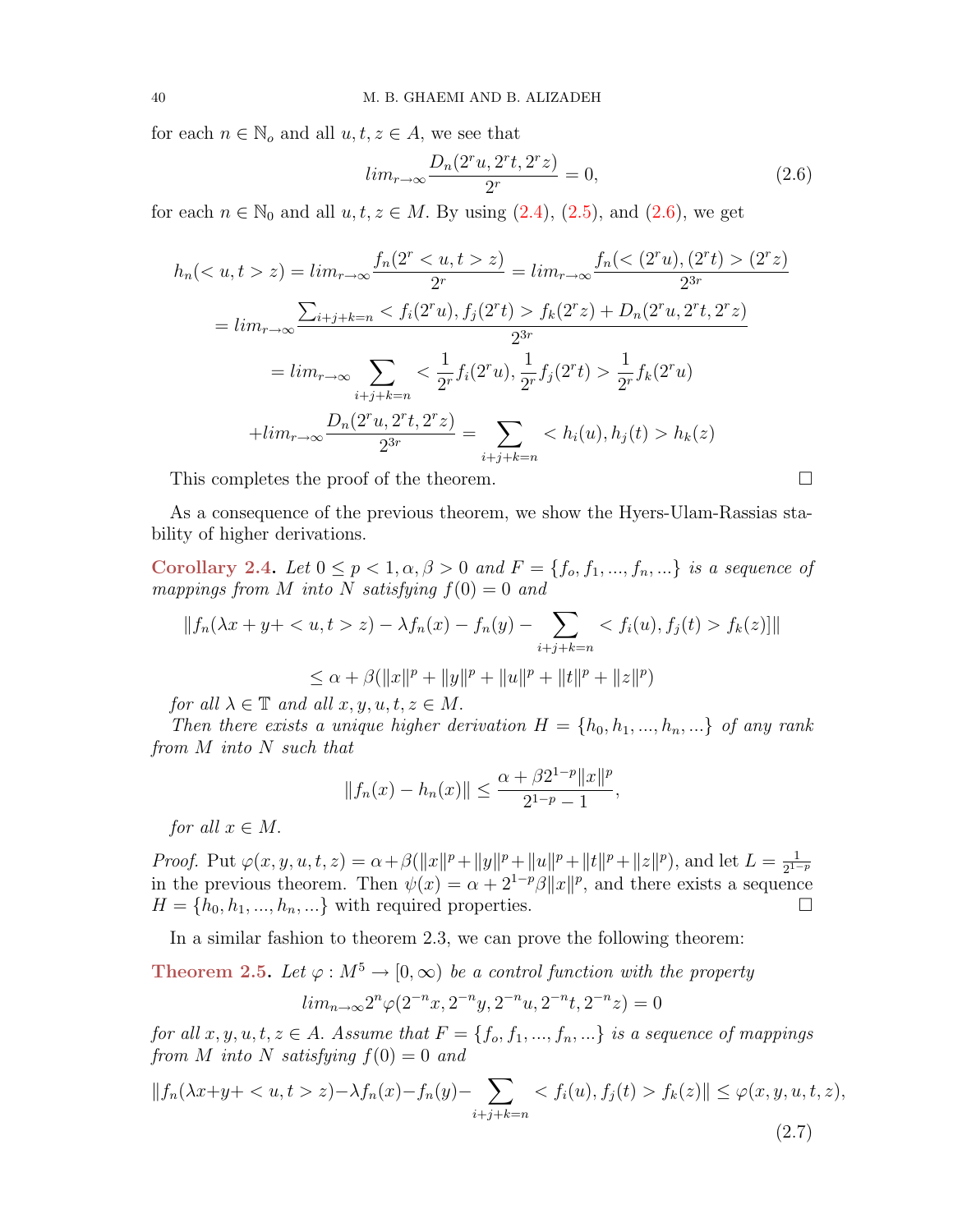for each $n \in \mathbb{N}_o$ and all $u, t, z \in A$, we see that

$$lim_{r\to\infty}\frac{D_n(2^r u, 2^r t, 2^r z)}{2^r} = 0, \tag{2.6}$$

for each $n \in \mathbb{N}_0$ and all $u, t, z \in M$. By using (2.4), (2.5), and (2.6), we get

$$h_n(< u, t > z) = lim_{r\to\infty}\frac{f_n(2^r < u, t > z)}{2^r} = lim_{r\to\infty}\frac{f_n(< (2^r u), (2^r t) > (2^r z)}{2^{3r}}$$

$$= lim_{r\to\infty}\frac{\sum_{i+j+k=n} < f_i(2^r u), f_j(2^r t) > f_k(2^r z) + D_n(2^r u, 2^r t, 2^r z)}{2^{3r}}$$

$$= lim_{r\to\infty}\sum_{i+j+k=n} < \frac{1}{2^r}f_i(2^r u), \frac{1}{2^r}f_j(2^r t) > \frac{1}{2^r}f_k(2^r u)$$

$$+ lim_{r\to\infty}\frac{D_n(2^r u, 2^r t, 2^r z)}{2^{3r}} = \sum_{i+j+k=n} < h_i(u), h_j(t) > h_k(z)$$

This completes the proof of the theorem. □

As a consequence of the previous theorem, we show the Hyers-Ulam-Rassias stability of higher derivations.

**Corollary 2.4.** *Let $0 \leq p < 1, \alpha, \beta > 0$ and $F = \{f_o, f_1, ..., f_n, ...\}$ is a sequence of mappings from $M$ into $N$ satisfying $f(0) = 0$ and*

$$\|f_n(\lambda x + y+ < u, t > z) - \lambda f_n(x) - f_n(y) - \sum_{i+j+k=n} < f_i(u), f_j(t) > f_k(z)]\|$$

$$\leq \alpha + \beta(\|x\|^p + \|y\|^p + \|u\|^p + \|t\|^p + \|z\|^p)$$

*for all $\lambda \in \mathbb{T}$ and all $x, y, u, t, z \in M$.*

*Then there exists a unique higher derivation $H = \{h_0, h_1, ..., h_n, ...\}$ of any rank from $M$ into $N$ such that*

$$\|f_n(x) - h_n(x)\| \leq \frac{\alpha + \beta 2^{1-p}\|x\|^p}{2^{1-p} - 1},$$

*for all $x \in M$.*

*Proof.* Put $\varphi(x, y, u, t, z) = \alpha + \beta(\|x\|^p + \|y\|^p + \|u\|^p + \|t\|^p + \|z\|^p)$, and let $L = \frac{1}{2^{1-p}}$ in the previous theorem. Then $\psi(x) = \alpha + 2^{1-p}\beta\|x\|^p$, and there exists a sequence $H = \{h_0, h_1, ..., h_n, ...\}$ with required properties. □

In a similar fashion to theorem 2.3, we can prove the following theorem:

**Theorem 2.5.** *Let $\varphi : M^5 \to [0, \infty)$ be a control function with the property*

$$lim_{n\to\infty}2^n\varphi(2^{-n}x, 2^{-n}y, 2^{-n}u, 2^{-n}t, 2^{-n}z) = 0$$

*for all $x, y, u, t, z \in A$. Assume that $F = \{f_o, f_1, ..., f_n, ...\}$ is a sequence of mappings from $M$ into $N$ satisfying $f(0) = 0$ and*

$$\|f_n(\lambda x+y+ < u, t > z)-\lambda f_n(x)-f_n(y)-\sum_{i+j+k=n} < f_i(u), f_j(t) > f_k(z)\| \leq \varphi(x, y, u, t, z), \tag{2.7}$$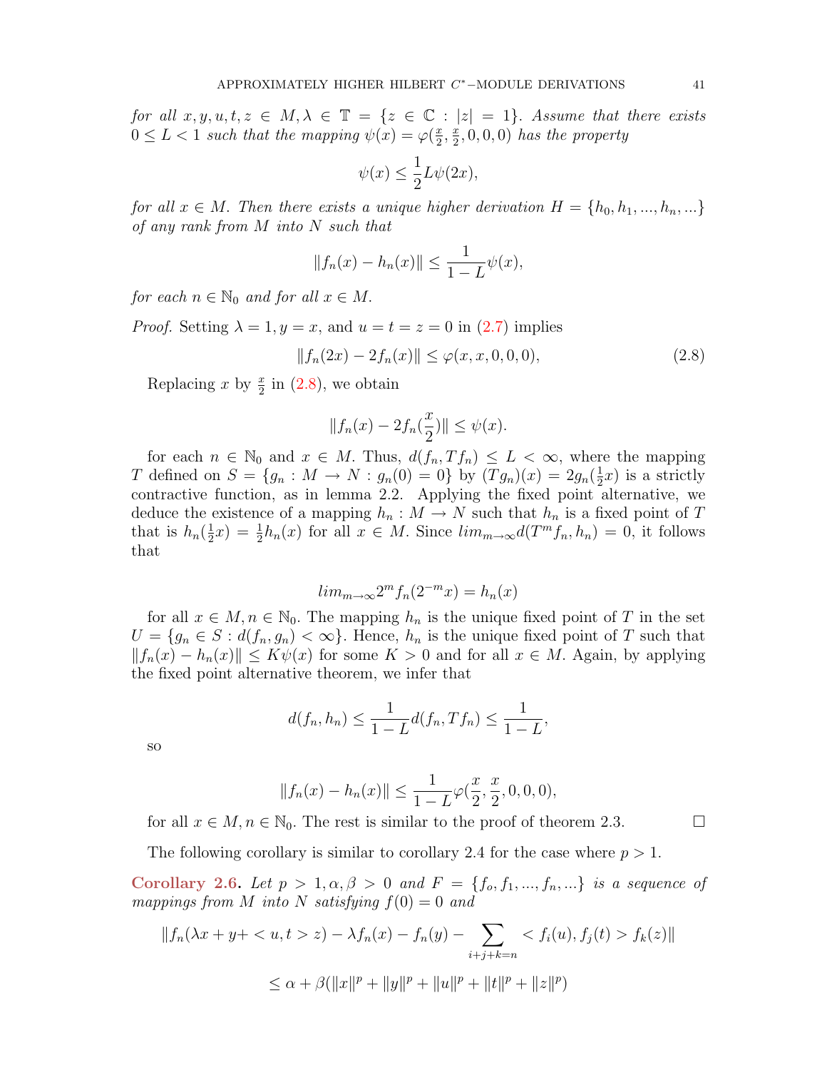*for all $x, y, u, t, z \in M, \lambda \in \mathbb{T} = \{z \in \mathbb{C} : |z| = 1\}$. Assume that there exists $0 \leq L < 1$ such that the mapping $\psi(x) = \varphi(\frac{x}{2}, \frac{x}{2}, 0, 0, 0)$ has the property*

$$\psi(x) \leq \frac{1}{2} L \psi(2x),$$

*for all $x \in M$. Then there exists a unique higher derivation $H = \{h_0, h_1, ..., h_n, ...\}$ of any rank from $M$ into $N$ such that*

$$\|f_n(x) - h_n(x)\| \leq \frac{1}{1-L} \psi(x),$$

*for each $n \in \mathbb{N}_0$ and for all $x \in M$.*

*Proof.* Setting $\lambda = 1, y = x$, and $u = t = z = 0$ in (2.7) implies

$$\|f_n(2x) - 2f_n(x)\| \leq \varphi(x, x, 0, 0, 0), \tag{2.8}$$

Replacing $x$ by $\frac{x}{2}$ in (2.8), we obtain

$$\|f_n(x) - 2f_n(\frac{x}{2})\| \leq \psi(x).$$

for each $n \in \mathbb{N}_0$ and $x \in M$. Thus, $d(f_n, Tf_n) \leq L < \infty$, where the mapping $T$ defined on $S = \{g_n : M \to N : g_n(0) = 0\}$ by $(Tg_n)(x) = 2g_n(\frac{1}{2}x)$ is a strictly contractive function, as in lemma 2.2. Applying the fixed point alternative, we deduce the existence of a mapping $h_n : M \to N$ such that $h_n$ is a fixed point of $T$ that is $h_n(\frac{1}{2}x) = \frac{1}{2}h_n(x)$ for all $x \in M$. Since $lim_{m\to\infty} d(T^m f_n, h_n) = 0$, it follows that

$$lim_{m\to\infty} 2^m f_n(2^{-m}x) = h_n(x)$$

for all $x \in M, n \in \mathbb{N}_0$. The mapping $h_n$ is the unique fixed point of $T$ in the set $U = \{g_n \in S : d(f_n, g_n) < \infty\}$. Hence, $h_n$ is the unique fixed point of $T$ such that $\|f_n(x) - h_n(x)\| \leq K\psi(x)$ for some $K > 0$ and for all $x \in M$. Again, by applying the fixed point alternative theorem, we infer that

$$d(f_n, h_n) \leq \frac{1}{1-L} d(f_n, Tf_n) \leq \frac{1}{1-L},$$

so

$$\|f_n(x) - h_n(x)\| \leq \frac{1}{1-L} \varphi(\frac{x}{2}, \frac{x}{2}, 0, 0, 0),$$

for all $x \in M, n \in \mathbb{N}_0$. The rest is similar to the proof of theorem 2.3. ☐

The following corollary is similar to corollary 2.4 for the case where $p > 1$.

**Corollary 2.6.** *Let $p > 1, \alpha, \beta > 0$ and $F = \{f_o, f_1, ..., f_n, ...\}$ is a sequence of mappings from $M$ into $N$ satisfying $f(0) = 0$ and*

$$\|f_n(\lambda x + y + < u, t > z) - \lambda f_n(x) - f_n(y) - \sum_{i+j+k=n} < f_i(u), f_j(t) > f_k(z)\|$$

$$\leq \alpha + \beta(\|x\|^p + \|y\|^p + \|u\|^p + \|t\|^p + \|z\|^p)$$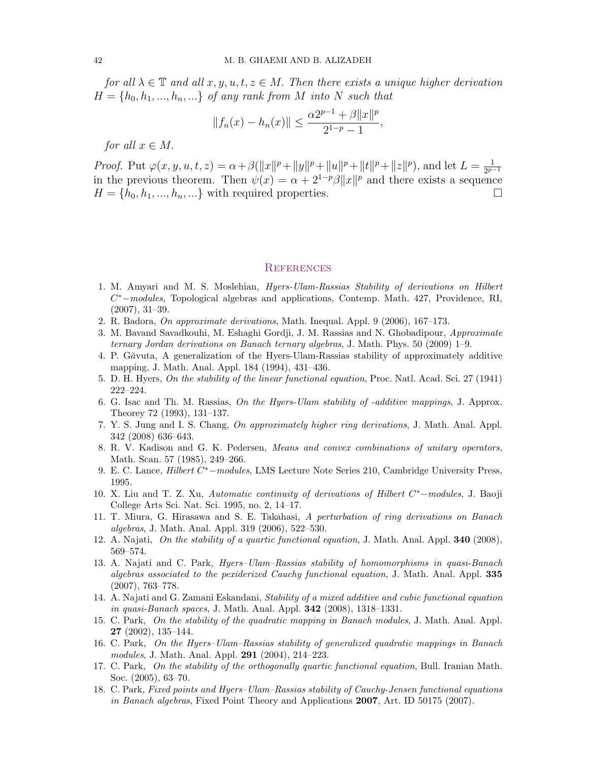*for all $\lambda \in \mathbb{T}$ and all $x, y, u, t, z \in M$. Then there exists a unique higher derivation $H = \{h_0, h_1, ..., h_n, ...\}$ of any rank from $M$ into $N$ such that*

$$\|f_n(x) - h_n(x)\| \leq \frac{\alpha 2^{p-1} + \beta \|x\|^p}{2^{1-p} - 1},$$

*for all $x \in M$.*

*Proof.* Put $\varphi(x, y, u, t, z) = \alpha + \beta(\|x\|^p + \|y\|^p + \|u\|^p + \|t\|^p + \|z\|^p)$, and let $L = \frac{1}{2^{p-1}}$ in the previous theorem. Then $\psi(x) = \alpha + 2^{1-p}\beta\|x\|^p$ and there exists a sequence $H = \{h_0, h_1, ..., h_n, ...\}$ with required properties. $\square$

## References

1. M. Amyari and M. S. Moslehian, *Hyers-Ulam-Rassias Stability of derivations on Hilbert $C^*-$modules*, Topological algebras and applications, Contemp. Math. 427, Providence, RI, (2007), 31–39.
2. R. Badora, *On approximate derivations*, Math. Inequal. Appl. 9 (2006), 167–173.
3. M. Bavand Savadkouhi, M. Eshaghi Gordji, J. M. Rassias and N. Ghobadipour, *Approximate ternary Jordan derivations on Banach ternary algebras*, J. Math. Phys. 50 (2009) 1–9.
4. P. Găvuta, A generalization of the Hyers-Ulam-Rassias stability of approximately additive mapping, J. Math. Anal. Appl. 184 (1994), 431–436.
5. D. H. Hyers, *On the stability of the linear functional equation*, Proc. Natl. Acad. Sci. 27 (1941) 222–224.
6. G. Isac and Th. M. Rassias, *On the Hyers-Ulam stability of -additive mappings*, J. Approx. Theorey 72 (1993), 131–137.
7. Y. S. Jung and I. S. Chang, *On approximately higher ring derivations*, J. Math. Anal. Appl. 342 (2008) 636–643.
8. R. V. Kadison and G. K. Pedersen, *Means and convex combinations of unitary operators*, Math. Scan. 57 (1985), 249–266.
9. E. C. Lance, *Hilbert $C^*-$modules*, LMS Lecture Note Series 210, Cambridge University Press, 1995.
10. X. Liu and T. Z. Xu, *Automatic continuity of derivations of Hilbert $C^*-$modules*, J. Baoji College Arts Sci. Nat. Sci. 1995, no. 2, 14–17.
11. T. Miura, G. Hirasawa and S. E. Takahasi, *A perturbation of ring derivations on Banach algebras*, J. Math. Anal. Appl. 319 (2006), 522–530.
12. A. Najati, *On the stability of a quartic functional equation*, J. Math. Anal. Appl. **340** (2008), 569–574.
13. A. Najati and C. Park, *Hyers–Ulam–Rassias stability of homomorphisms in quasi-Banach algebras associated to the pexiderized Cauchy functional equation*, J. Math. Anal. Appl. **335** (2007), 763–778.
14. A. Najati and G. Zamani Eskandani, *Stability of a mixed additive and cubic functional equation in quasi-Banach spaces*, J. Math. Anal. Appl. **342** (2008), 1318–1331.
15. C. Park, *On the stability of the quadratic mapping in Banach modules*, J. Math. Anal. Appl. **27** (2002), 135–144.
16. C. Park, *On the Hyers–Ulam–Rassias stability of generalized quadratic mappings in Banach modules*, J. Math. Anal. Appl. **291** (2004), 214–223.
17. C. Park, *On the stability of the orthogonally quartic functional equation*, Bull. Iranian Math. Soc. (2005), 63–70.
18. C. Park, *Fixed points and Hyers–Ulam–Rassias stability of Cauchy-Jensen functional equations in Banach algebras*, Fixed Point Theory and Applications **2007**, Art. ID 50175 (2007).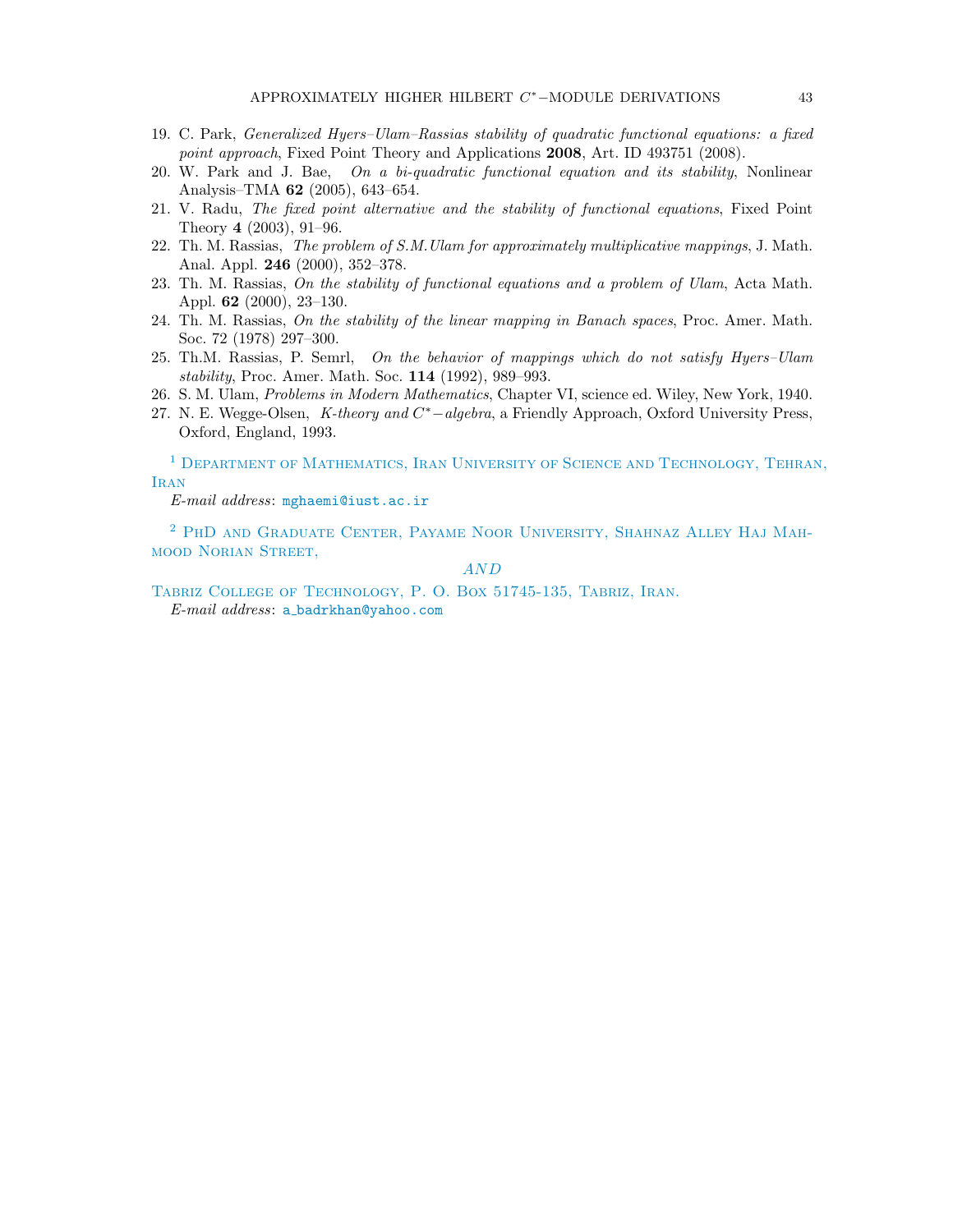19. C. Park, *Generalized Hyers–Ulam–Rassias stability of quadratic functional equations: a fixed point approach*, Fixed Point Theory and Applications **2008**, Art. ID 493751 (2008).
20. W. Park and J. Bae, *On a bi-quadratic functional equation and its stability*, Nonlinear Analysis–TMA **62** (2005), 643–654.
21. V. Radu, *The fixed point alternative and the stability of functional equations*, Fixed Point Theory **4** (2003), 91–96.
22. Th. M. Rassias, *The problem of S.M.Ulam for approximately multiplicative mappings*, J. Math. Anal. Appl. **246** (2000), 352–378.
23. Th. M. Rassias, *On the stability of functional equations and a problem of Ulam*, Acta Math. Appl. **62** (2000), 23–130.
24. Th. M. Rassias, *On the stability of the linear mapping in Banach spaces*, Proc. Amer. Math. Soc. 72 (1978) 297–300.
25. Th.M. Rassias, P. Semrl, *On the behavior of mappings which do not satisfy Hyers–Ulam stability*, Proc. Amer. Math. Soc. **114** (1992), 989–993.
26. S. M. Ulam, *Problems in Modern Mathematics*, Chapter VI, science ed. Wiley, New York, 1940.
27. N. E. Wegge-Olsen, *K-theory and $C^*-algebra$*, a Friendly Approach, Oxford University Press, Oxford, England, 1993.

[1] Department of Mathematics, Iran University of Science and Technology, Tehran, Iran

*E-mail address*: mghaemi@iust.ac.ir

[2] PhD and Graduate Center, Payame Noor University, Shahnaz Alley Haj Mahmood Norian Street,

*AND*

Tabriz College of Technology, P. O. Box 51745-135, Tabriz, Iran.

*E-mail address*: a_badrkhan@yahoo.com